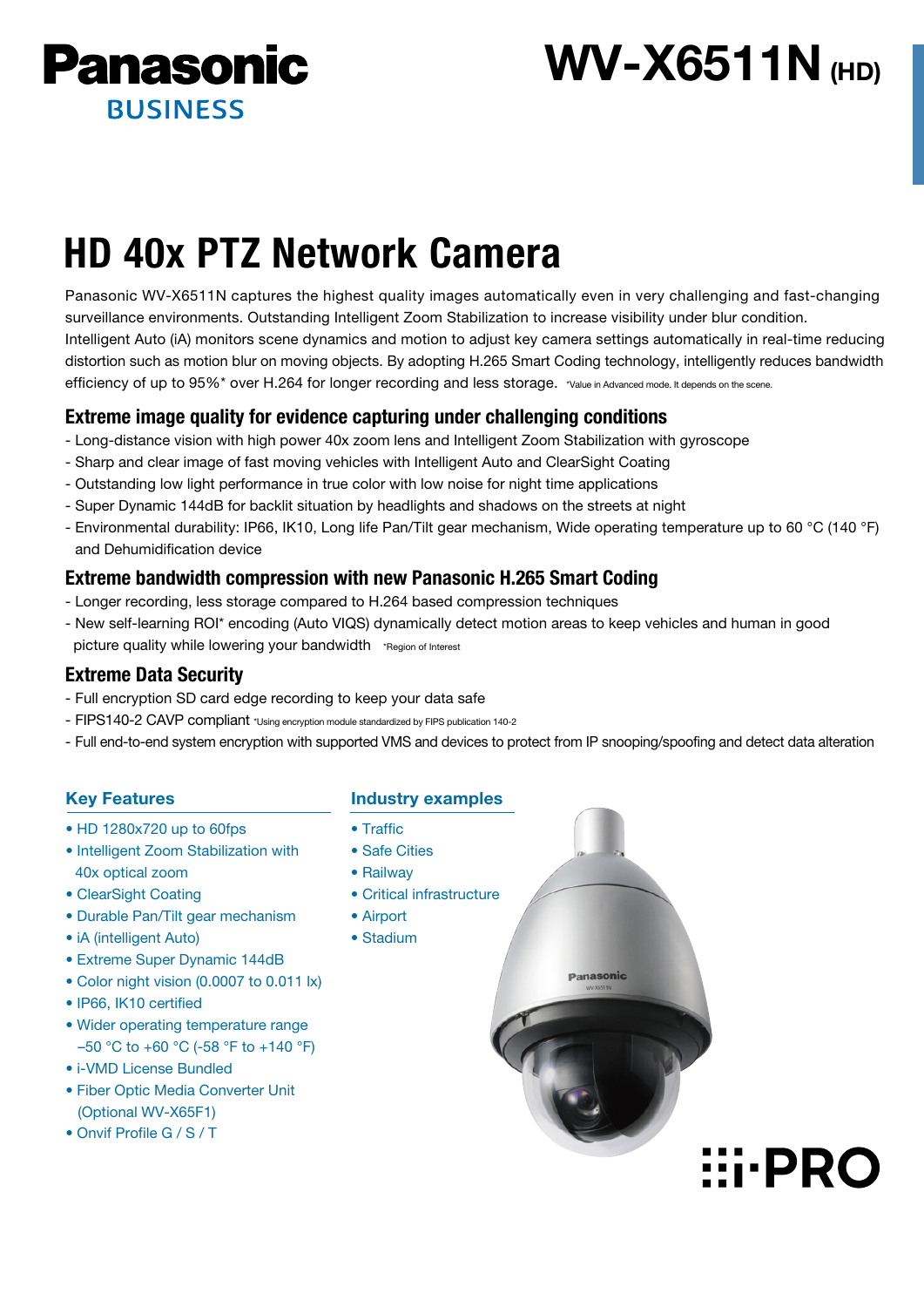Panasonic
BUSINESS

# WV-X6511N (HD)

# HD 40x PTZ Network Camera

Panasonic WV-X6511N captures the highest quality images automatically even in very challenging and fast-changing surveillance environments. Outstanding Intelligent Zoom Stabilization to increase visibility under blur condition. Intelligent Auto (iA) monitors scene dynamics and motion to adjust key camera settings automatically in real-time reducing distortion such as motion blur on moving objects. By adopting H.265 Smart Coding technology, intelligently reduces bandwidth efficiency of up to 95%* over H.264 for longer recording and less storage. *Value in Advanced mode. It depends on the scene.

## Extreme image quality for evidence capturing under challenging conditions

- Long-distance vision with high power 40x zoom lens and Intelligent Zoom Stabilization with gyroscope
- Sharp and clear image of fast moving vehicles with Intelligent Auto and ClearSight Coating
- Outstanding low light performance in true color with low noise for night time applications
- Super Dynamic 144dB for backlit situation by headlights and shadows on the streets at night
- Environmental durability: IP66, IK10, Long life Pan/Tilt gear mechanism, Wide operating temperature up to 60 °C (140 °F) and Dehumidification device

## Extreme bandwidth compression with new Panasonic H.265 Smart Coding

- Longer recording, less storage compared to H.264 based compression techniques
- New self-learning ROI* encoding (Auto VIQS) dynamically detect motion areas to keep vehicles and human in good picture quality while lowering your bandwidth *Region of Interest

## Extreme Data Security

- Full encryption SD card edge recording to keep your data safe
- FIPS140-2 CAVP compliant *Using encryption module standardized by FIPS publication 140-2
- Full end-to-end system encryption with supported VMS and devices to protect from IP snooping/spoofing and detect data alteration

### Key Features

- HD 1280x720 up to 60fps
- Intelligent Zoom Stabilization with 40x optical zoom
- ClearSight Coating
- Durable Pan/Tilt gear mechanism
- iA (intelligent Auto)
- Extreme Super Dynamic 144dB
- Color night vision (0.0007 to 0.011 lx)
- IP66, IK10 certified
- Wider operating temperature range –50 °C to +60 °C (-58 °F to +140 °F)
- i-VMD License Bundled
- Fiber Optic Media Converter Unit (Optional WV-X65F1)
- Onvif Profile G / S / T

### Industry examples

- Traffic
- Safe Cities
- Railway
- Critical infrastructure
- Airport
- Stadium

i-PRO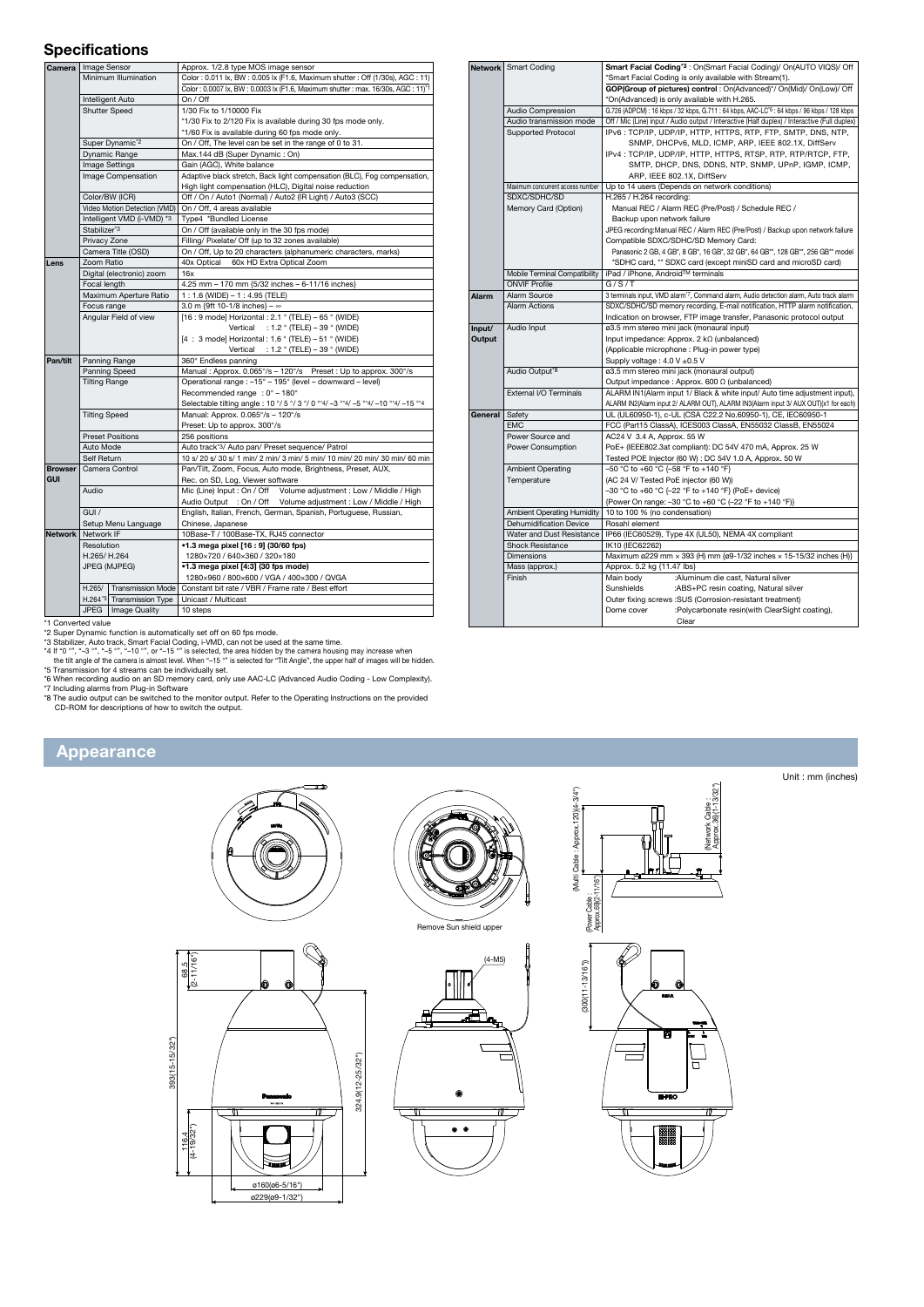## Specifications

| | | | |
|---|---|---|---|
| Camera | Image Sensor | | Approx. 1/2.8 type MOS image sensor |
| | Minimum Illumination | | Color : 0.011 lx, BW : 0.005 lx (F1.6, Maximum shutter : Off (1/30s), AGC : 11) |
| | | | Color : 0.0007 lx, BW : 0.0003 lx (F1.6, Maximum shutter : max. 16/30s, AGC : 11)*1 |
| | Intelligent Auto | | On / Off |
| | Shutter Speed | | 1/30 Fix to 1/10000 Fix |
| | | | *1/30 Fix to 2/120 Fix is available during 30 fps mode only. |
| | | | *1/60 Fix is available during 60 fps mode only. |
| | Super Dynamic*2 | | On / Off, The level can be set in the range of 0 to 31. |
| | Dynamic Range | | Max.144 dB (Super Dynamic : On) |
| | Image Settings | | Gain (AGC), White balance |
| | Image Compensation | | Adaptive black stretch, Back light compensation (BLC), Fog compensation, High light compensation (HLC), Digital noise reduction |
| | Color/BW (ICR) | | Off / On / Auto1 (Normal) / Auto2 (IR Light) / Auto3 (SCC) |
| | Video Motion Detection (VMD) | | On / Off, 4 areas available |
| | Intelligent VMD (i-VMD) *3 | | Type4 *Bundled License |
| | Stabilizer*3 | | On / Off (available only in the 30 fps mode) |
| | Privacy Zone | | Filling/ Pixelate/ Off (up to 32 zones available) |
| | Camera Title (OSD) | | On / Off, Up to 20 characters (alphanumeric characters, marks) |
| Lens | Zoom Ratio | | 40x Optical 60x HD Extra Optical Zoom |
| | Digital (electronic) zoom | | 16x |
| | Focal length | | 4.25 mm – 170 mm {5/32 inches – 6-11/16 inches} |
| | Maximum Aperture Ratio | | 1 : 1.6 (WIDE) – 1 : 4.95 (TELE) |
| | Focus range | | 3.0 m {9ft 10-1/8 inches} – ∞ |
| | Angular Field of view | | [16 : 9 mode] Horizontal : 2.1 ° (TELE) – 65 ° (WIDE) |
| | | | Vertical : 1.2 ° (TELE) – 39 ° (WIDE) |
| | | | [4 : 3 mode] Horizontal : 1.6 ° (TELE) – 51 ° (WIDE) |
| | | | Vertical : 1.2 ° (TELE) – 39 ° (WIDE) |
| Pan/tilt | Panning Range | | 360° Endless panning |
| | Panning Speed | | Manual : Approx. 0.065°/s – 120°/s Preset : Up to approx. 300°/s |
| | Tilting Range | | Operational range : –15° – 195° (level – downward – level) |
| | | | Recommended range : 0° – 180° |
| | | | Selectable tilting angle : 10 °/ 5 °/ 3 °/ 0 °*4/ –3 °*4/ –5 °*4/ –10 °*4/ –15 °*4 |
| | Tilting Speed | | Manual: Approx. 0.065°/s – 120°/s |
| | | | Preset: Up to approx. 300°/s |
| | Preset Positions | | 256 positions |
| | Auto Mode | | Auto track*3/ Auto pan/ Preset sequence/ Patrol |
| | Self Return | | 10 s/ 20 s/ 30 s/ 1 min/ 2 min/ 3 min/ 5 min/ 10 min/ 20 min/ 30 min/ 60 min |
| Browser GUI | Camera Control | | Pan/Tilt, Zoom, Focus, Auto mode, Brightness, Preset, AUX, Rec. on SD, Log, Viewer software |
| | Audio | | Mic (Line) Input : On / Off Volume adjustment : Low / Middle / High |
| | | | Audio Output : On / Off Volume adjustment : Low / Middle / High |
| | GUI / Setup Menu Language | | English, Italian, French, German, Spanish, Portuguese, Russian, Chinese, Japanese |
| Network | Network IF | | 10Base-T / 100Base-TX, RJ45 connector |
| | Resolution | H.265/ H.264 | •1.3 mega pixel [16 : 9] (30/60 fps) |
| | | | 1280×720 / 640×360 / 320×180 |
| | | JPEG (MJPEG) | •1.3 mega pixel [4:3] (30 fps mode) |
| | | | 1280×960 / 800×600 / VGA / 400×300 / QVGA |
| | H.265/ H.264*5 | Transmission Mode | Constant bit rate / VBR / Frame rate / Best effort |
| | | Transmission Type | Unicast / Multicast |
| | JPEG | Image Quality | 10 steps |
| | Smart Coding | | Smart Facial Coding*3 : On(Smart Facial Coding)/ On(AUTO VIQS)/ Off |
| | | | *Smart Facial Coding is only available with Stream(1). |
| | | | GOP(Group of pictures) control : On(Advanced)*/ On(Mid)/ On(Low)/ Off |
| | | | *On(Advanced) is only available with H.265. |
| | Audio Compression | | G.726 (ADPCM) : 16 kbps / 32 kbps, G.711 : 64 kbps, AAC-LC*6 : 64 kbps / 96 kbps / 128 kbps |
| | Audio transmission mode | | Off / Mic (Line) input / Audio output / Interactive (Half duplex) / Interactive (Full duplex) |
| | Supported Protocol | | IPv6 : TCP/IP, UDP/IP, HTTP, HTTPS, RTP, FTP, SMTP, DNS, NTP, SNMP, DHCPv6, MLD, ICMP, ARP, IEEE 802.1X, DiffServ |
| | | | IPv4 : TCP/IP, UDP/IP, HTTP, HTTPS, RTSP, RTP, RTP/RTCP, FTP, SMTP, DHCP, DNS, DDNS, NTP, SNMP, UPnP, IGMP, ICMP, ARP, IEEE 802.1X, DiffServ |
| | Maximum concurrent access number | | Up to 14 users (Depends on network conditions) |
| | SDXC/SDHC/SD Memory Card (Option) | | H.265 / H.264 recording: |
| | | | Manual REC / Alarm REC (Pre/Post) / Schedule REC / Backup upon network failure |
| | | | JPEG recording:Manual REC / Alarm REC (Pre/Post) / Backup upon network failure |
| | | | Compatible SDXC/SDHC/SD Memory Card: |
| | | | Panasonic 2 GB, 4 GB*, 8 GB*, 16 GB*, 32 GB*, 64 GB**, 128 GB**, 256 GB** model |
| | | | *SDHC card, ** SDXC card (except miniSD card and microSD card) |
| | Mobile Terminal Compatibility | | iPad / iPhone, Android™ terminals |
| | ONVIF Profile | | G / S / T |
| Alarm | Alarm Source | | 3 terminals input, VMD alarm*7, Command alarm, Audio detection alarm, Auto track alarm |
| | Alarm Actions | | SDXC/SDHC/SD memory recording, E-mail notification, HTTP alarm notification, Indication on browser, FTP image transfer, Panasonic protocol output |
| Input/ Output | Audio Input | | ø3.5 mm stereo mini jack (monaural input) |
| | | | Input impedance: Approx. 2 kΩ (unbalanced) |
| | | | (Applicable microphone : Plug-in power type) |
| | | | Supply voltage : 4.0 V ±0.5 V |
| | Audio Output*8 | | ø3.5 mm stereo mini jack (monaural output) |
| | | | Output impedance : Approx. 600 Ω (unbalanced) |
| | External I/O Terminals | | ALARM IN1(Alarm input 1/ Black & white input/ Auto time adjustment input), ALARM IN2(Alarm input 2/ ALARM OUT), ALARM IN3(Alarm input 3/ AUX OUT)(x1 for each) |
| General | Safety | | UL (UL60950-1), c-UL (CSA C22.2 No.60950-1), CE, IEC60950-1 |
| | EMC | | FCC (Part15 ClassA), ICES003 ClassA, EN55032 ClassB, EN55024 |
| | Power Source and Power Consumption | | AC24 V 3.4 A, Approx. 55 W |
| | | | PoE+ (IEEE802.3at compliant): DC 54V 470 mA, Approx. 25 W |
| | | | Tested POE Injector (60 W) : DC 54V 1.0 A, Approx. 50 W |
| | Ambient Operating Temperature | | –50 °C to +60 °C {–58 °F to +140 °F} |
| | | | (AC 24 V/ Tested PoE injector (60 W)) |
| | | | –30 °C to +60 °C {–22 °F to +140 °F} (PoE+ device) |
| | | | {Power On range: –30 °C to +60 °C {–22 °F to +140 °F}} |
| | Ambient Operating Humidity | | 10 to 100 % (no condensation) |
| | Dehumidification Device | | Rosahl element |
| | Water and Dust Resistance | | IP66 (IEC60529), Type 4X (UL50), NEMA 4X compliant |
| | Shock Resistance | | IK10 (IEC62262) |
| | Dimensions | | Maximum ø229 mm × 393 (H) mm {ø9-1/32 inches × 15-15/32 inches (H)} |
| | Mass (approx.) | | Approx. 5.2 kg {11.47 lbs} |
| | Finish | | Main body :Aluminum die cast, Natural silver |
| | | | Sunshields :ABS+PC resin coating, Natural silver |
| | | | Outer fixing screws :SUS (Corrosion-resistant treatment) |
| | | | Dome cover :Polycarbonate resin(with ClearSight coating), Clear |

*1 Converted value
*2 Super Dynamic function is automatically set off on 60 fps mode.
*3 Stabilizer, Auto track, Smart Facial Coding, i-VMD, can not be used at the same time.
*4 If "0 °", "–3 °", "–5 °", "–10 °", or "–15 °" is selected, the area hidden by the camera housing may increase when the tilt angle of the camera is almost level. When "–15 °" is selected for "Tilt Angle", the upper half of images will be hidden.
*5 Transmission for 4 streams can be individually set.
*6 When recording audio on an SD memory card, only use AAC-LC (Advanced Audio Coding - Low Complexity).
*7 Including alarms from Plug-in Software
*8 The audio output can be switched to the monitor output. Refer to the Operating Instructions on the provided CD-ROM for descriptions of how to switch the output.

## Appearance

Unit : mm (inches)

Remove Sun shield upper

(4-M5)

(Multi Cable : Approx.120{4-3/4"})

(Network Cable : Approx.36{1-13/32"})

(Power Cable : Approx.68{2-11/16"})

(300{11-13/16"})

68.5 {2-11/16"}

393{15-15/32"}

324.9{12-25/32"}

116.4 {4-19/32"}

ø160{ø6-5/16"}

ø229{ø9-1/32"}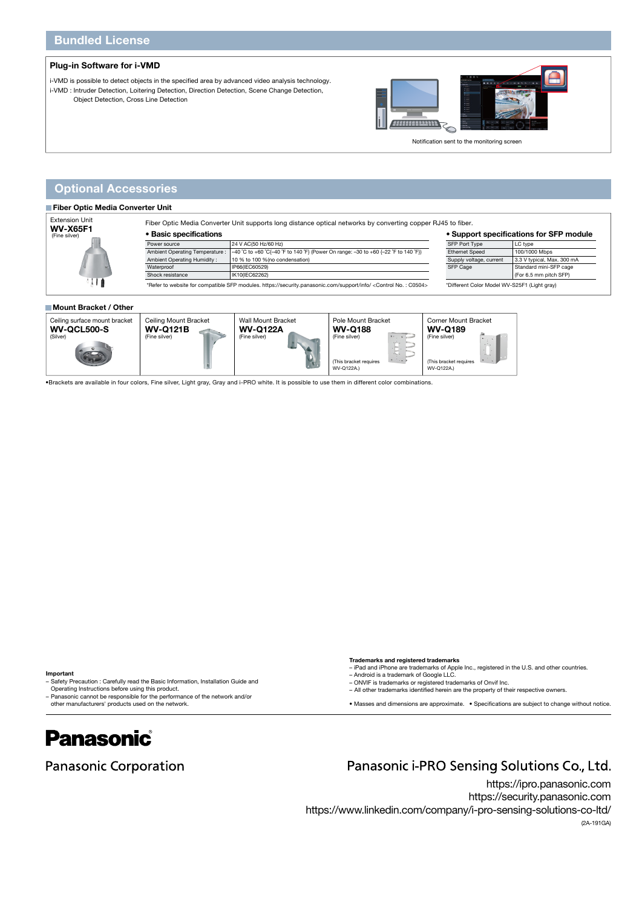## Bundled License

### Plug-in Software for i-VMD

i-VMD is possible to detect objects in the specified area by advanced video analysis technology.
i-VMD : Intruder Detection, Loitering Detection, Direction Detection, Scene Change Detection, Object Detection, Cross Line Detection

Notification sent to the monitoring screen

## Optional Accessories

### Fiber Optic Media Converter Unit

Extension Unit
**WV-X65F1**
(Fine silver)

Fiber Optic Media Converter Unit supports long distance optical networks by converting copper RJ45 to fiber.

**• Basic specifications**

| | |
|---|---|
| Power source | 24 V AC(50 Hz/60 Hz) |
| Ambient Operating Temperature : | –40 °C to +60 °C(–40 °F to 140 °F) (Power On range: –30 to +60 (–22 °F to 140 °F)) |
| Ambient Operating Humidity : | 10 % to 100 %(no condensation) |
| Waterproof | IP66(IEC60529) |
| Shock resistance | IK10(IEC62262) |

*Refer to website for compatible SFP modules. https://security.panasonic.com/support/info/ <Control No. : C0504>

**• Support specifications for SFP module**

| | |
|---|---|
| SFP Port Type | LC type |
| Ethernet Speed | 100/1000 Mbps |
| Supply voltage, current | 3.3 V typical, Max. 300 mA |
| SFP Cage | Standard mini-SFP cage (For 6.5 mm pitch SFP) |

*Different Color Model WV-S25F1 (Light gray)

### Mount Bracket / Other

Ceiling surface mount bracket
**WV-QCL500-S**
(Silver)

Ceiling Mount Bracket
**WV-Q121B**
(Fine silver)

Wall Mount Bracket
**WV-Q122A**
(Fine silver)

Pole Mount Bracket
**WV-Q188**
(Fine silver)
(This bracket requires WV-Q122A.)

Corner Mount Bracket
**WV-Q189**
(Fine silver)
(This bracket requires WV-Q122A.)

•Brackets are available in four colors, Fine silver, Light gray, Gray and i-PRO white. It is possible to use them in different color combinations.

**Important**
– Safety Precaution : Carefully read the Basic Information, Installation Guide and Operating Instructions before using this product.
– Panasonic cannot be responsible for the performance of the network and/or other manufacturers' products used on the network.

**Trademarks and registered trademarks**
– iPad and iPhone are trademarks of Apple Inc., registered in the U.S. and other countries.
– Android is a trademark of Google LLC.
– ONVIF is trademark or registered trademarks of Onvif Inc.
– All other trademarks identified herein are the property of their respective owners.

• Masses and dimensions are approximate. • Specifications are subject to change without notice.

**Panasonic**®

Panasonic Corporation

Panasonic i-PRO Sensing Solutions Co., Ltd.

https://ipro.panasonic.com
https://security.panasonic.com
https://www.linkedin.com/company/i-pro-sensing-solutions-co-ltd/

(2A-191GA)